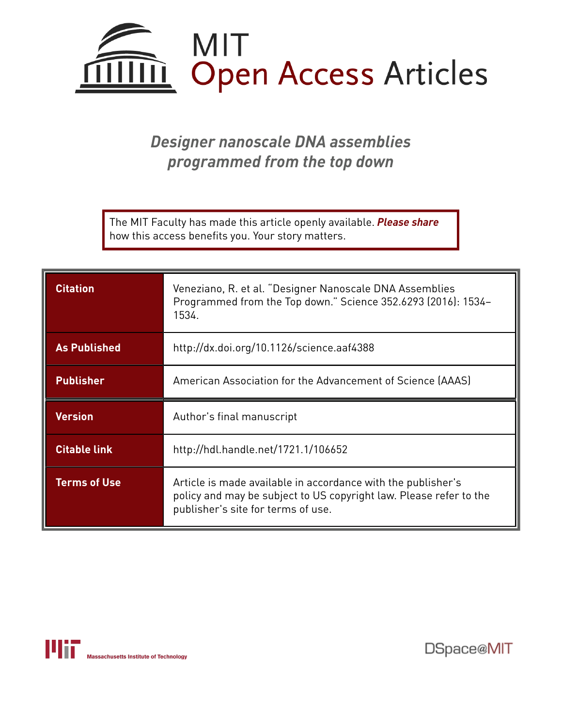# MIT Open Access Articles

## *Designer nanoscale DNA assemblies programmed from the top down*

The MIT Faculty has made this article openly available. ***Please share*** how this access benefits you. Your story matters.

| | |
|---|---|
| **Citation** | Veneziano, R. et al. "Designer Nanoscale DNA Assemblies Programmed from the Top down." Science 352.6293 (2016): 1534–1534. |
| **As Published** | http://dx.doi.org/10.1126/science.aaf4388 |
| **Publisher** | American Association for the Advancement of Science (AAAS) |
| **Version** | Author's final manuscript |
| **Citable link** | http://hdl.handle.net/1721.1/106652 |
| **Terms of Use** | Article is made available in accordance with the publisher's policy and may be subject to US copyright law. Please refer to the publisher's site for terms of use. |

Massachusetts Institute of Technology

DSpace@MIT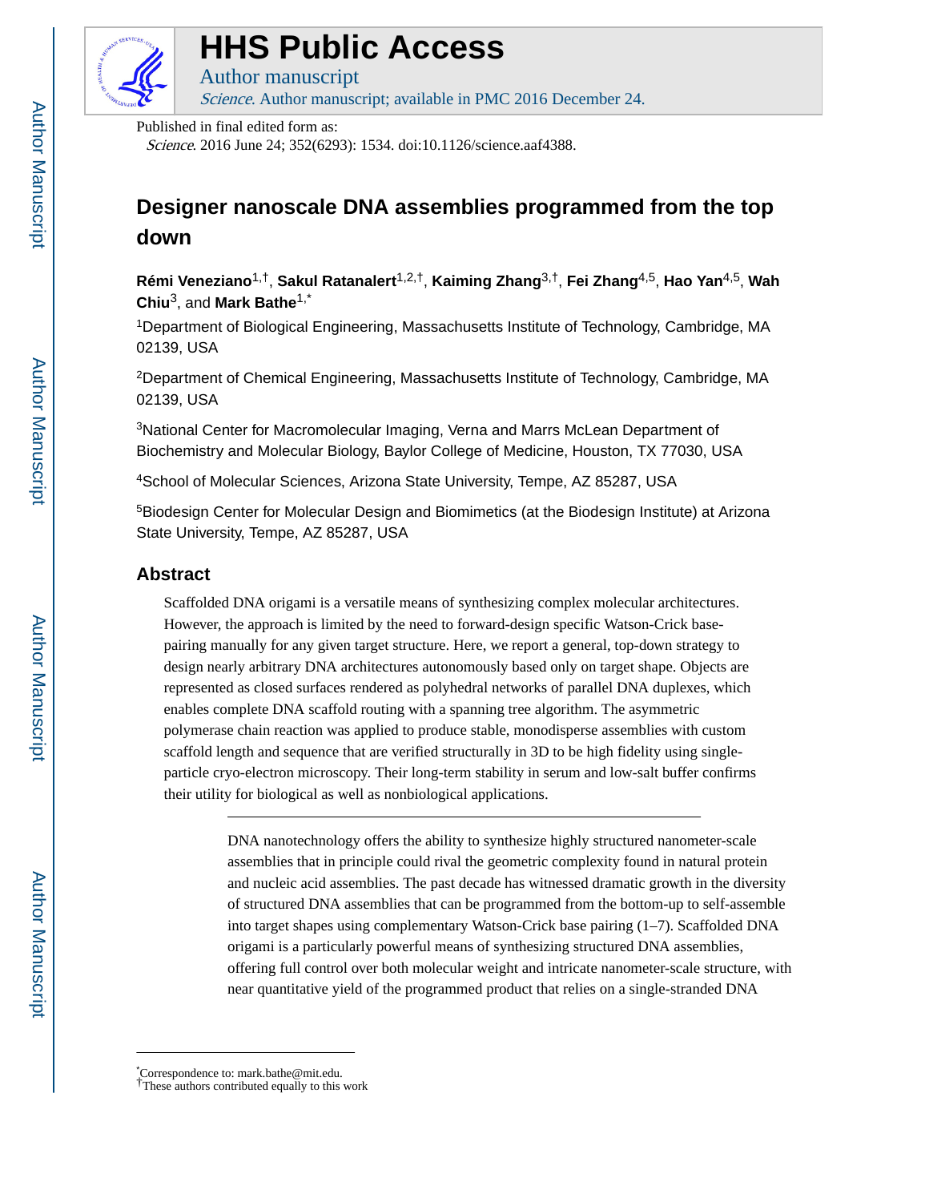HHS Public Access

Author manuscript

*Science*. Author manuscript; available in PMC 2016 December 24.

Published in final edited form as:

*Science*. 2016 June 24; 352(6293): 1534. doi:10.1126/science.aaf4388.

# Designer nanoscale DNA assemblies programmed from the top down

**Rémi Veneziano**[1,†], **Sakul Ratanalert**[1,2,†], **Kaiming Zhang**[3,†], **Fei Zhang**[4,5], **Hao Yan**[4,5], **Wah Chiu**[3], and **Mark Bathe**[1,*]

[1]Department of Biological Engineering, Massachusetts Institute of Technology, Cambridge, MA 02139, USA

[2]Department of Chemical Engineering, Massachusetts Institute of Technology, Cambridge, MA 02139, USA

[3]National Center for Macromolecular Imaging, Verna and Marrs McLean Department of Biochemistry and Molecular Biology, Baylor College of Medicine, Houston, TX 77030, USA

[4]School of Molecular Sciences, Arizona State University, Tempe, AZ 85287, USA

[5]Biodesign Center for Molecular Design and Biomimetics (at the Biodesign Institute) at Arizona State University, Tempe, AZ 85287, USA

## Abstract

Scaffolded DNA origami is a versatile means of synthesizing complex molecular architectures. However, the approach is limited by the need to forward-design specific Watson-Crick base-pairing manually for any given target structure. Here, we report a general, top-down strategy to design nearly arbitrary DNA architectures autonomously based only on target shape. Objects are represented as closed surfaces rendered as polyhedral networks of parallel DNA duplexes, which enables complete DNA scaffold routing with a spanning tree algorithm. The asymmetric polymerase chain reaction was applied to produce stable, monodisperse assemblies with custom scaffold length and sequence that are verified structurally in 3D to be high fidelity using single-particle cryo-electron microscopy. Their long-term stability in serum and low-salt buffer confirms their utility for biological as well as nonbiological applications.

DNA nanotechnology offers the ability to synthesize highly structured nanometer-scale assemblies that in principle could rival the geometric complexity found in natural protein and nucleic acid assemblies. The past decade has witnessed dramatic growth in the diversity of structured DNA assemblies that can be programmed from the bottom-up to self-assemble into target shapes using complementary Watson-Crick base pairing (1–7). Scaffolded DNA origami is a particularly powerful means of synthesizing structured DNA assemblies, offering full control over both molecular weight and intricate nanometer-scale structure, with near quantitative yield of the programmed product that relies on a single-stranded DNA

*Correspondence to: mark.bathe@mit.edu.

†These authors contributed equally to this work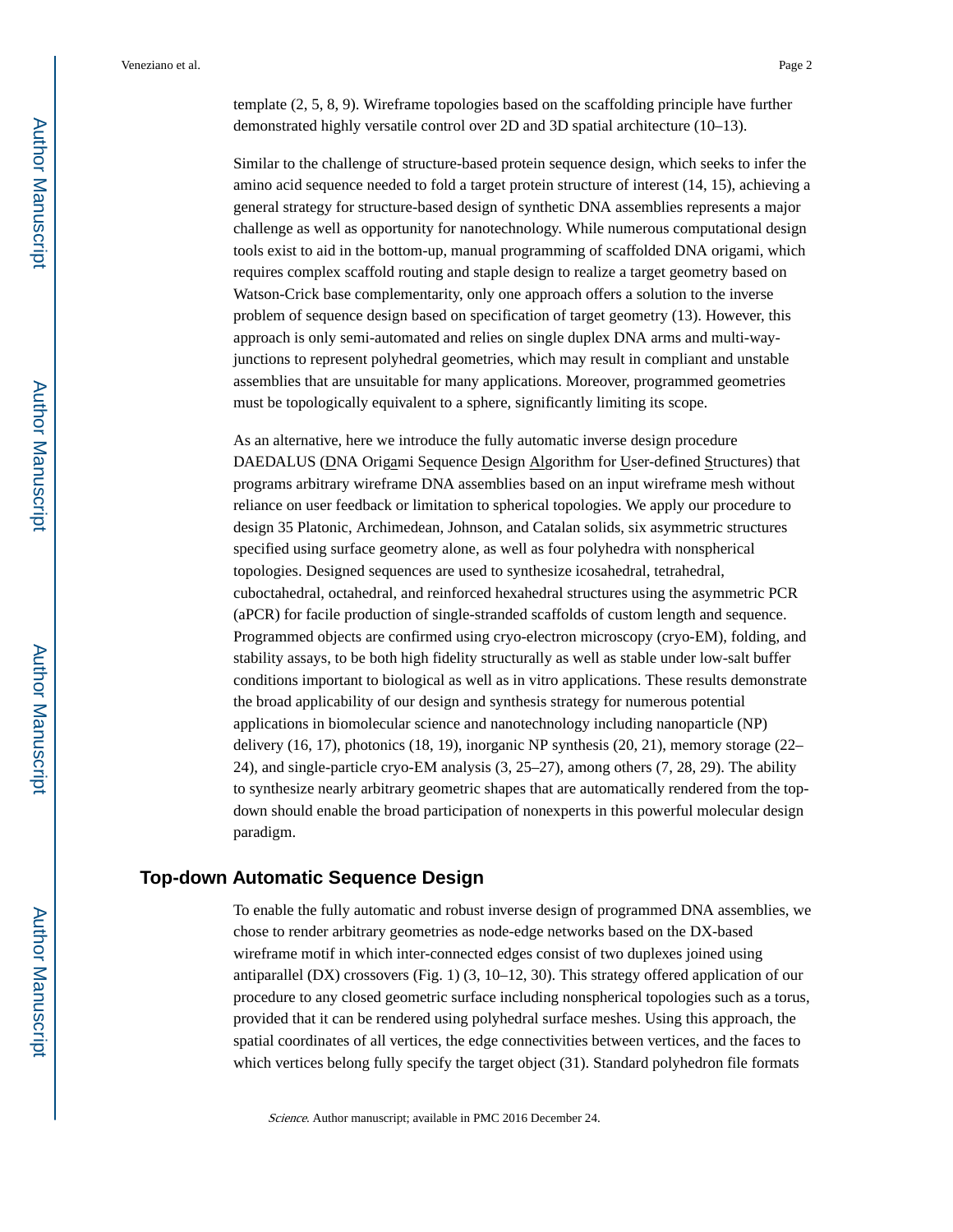template (2, 5, 8, 9). Wireframe topologies based on the scaffolding principle have further demonstrated highly versatile control over 2D and 3D spatial architecture (10–13).

Similar to the challenge of structure-based protein sequence design, which seeks to infer the amino acid sequence needed to fold a target protein structure of interest (14, 15), achieving a general strategy for structure-based design of synthetic DNA assemblies represents a major challenge as well as opportunity for nanotechnology. While numerous computational design tools exist to aid in the bottom-up, manual programming of scaffolded DNA origami, which requires complex scaffold routing and staple design to realize a target geometry based on Watson-Crick base complementarity, only one approach offers a solution to the inverse problem of sequence design based on specification of target geometry (13). However, this approach is only semi-automated and relies on single duplex DNA arms and multi-way-junctions to represent polyhedral geometries, which may result in compliant and unstable assemblies that are unsuitable for many applications. Moreover, programmed geometries must be topologically equivalent to a sphere, significantly limiting its scope.

As an alternative, here we introduce the fully automatic inverse design procedure DAEDALUS (DNA Origami Sequence Design Algorithm for User-defined Structures) that programs arbitrary wireframe DNA assemblies based on an input wireframe mesh without reliance on user feedback or limitation to spherical topologies. We apply our procedure to design 35 Platonic, Archimedean, Johnson, and Catalan solids, six asymmetric structures specified using surface geometry alone, as well as four polyhedra with nonspherical topologies. Designed sequences are used to synthesize icosahedral, tetrahedral, cuboctahedral, octahedral, and reinforced hexahedral structures using the asymmetric PCR (aPCR) for facile production of single-stranded scaffolds of custom length and sequence. Programmed objects are confirmed using cryo-electron microscopy (cryo-EM), folding, and stability assays, to be both high fidelity structurally as well as stable under low-salt buffer conditions important to biological as well as in vitro applications. These results demonstrate the broad applicability of our design and synthesis strategy for numerous potential applications in biomolecular science and nanotechnology including nanoparticle (NP) delivery (16, 17), photonics (18, 19), inorganic NP synthesis (20, 21), memory storage (22–24), and single-particle cryo-EM analysis (3, 25–27), among others (7, 28, 29). The ability to synthesize nearly arbitrary geometric shapes that are automatically rendered from the top-down should enable the broad participation of nonexperts in this powerful molecular design paradigm.

## Top-down Automatic Sequence Design

To enable the fully automatic and robust inverse design of programmed DNA assemblies, we chose to render arbitrary geometries as node-edge networks based on the DX-based wireframe motif in which inter-connected edges consist of two duplexes joined using antiparallel (DX) crossovers (Fig. 1) (3, 10–12, 30). This strategy offered application of our procedure to any closed geometric surface including nonspherical topologies such as a torus, provided that it can be rendered using polyhedral surface meshes. Using this approach, the spatial coordinates of all vertices, the edge connectivities between vertices, and the faces to which vertices belong fully specify the target object (31). Standard polyhedron file formats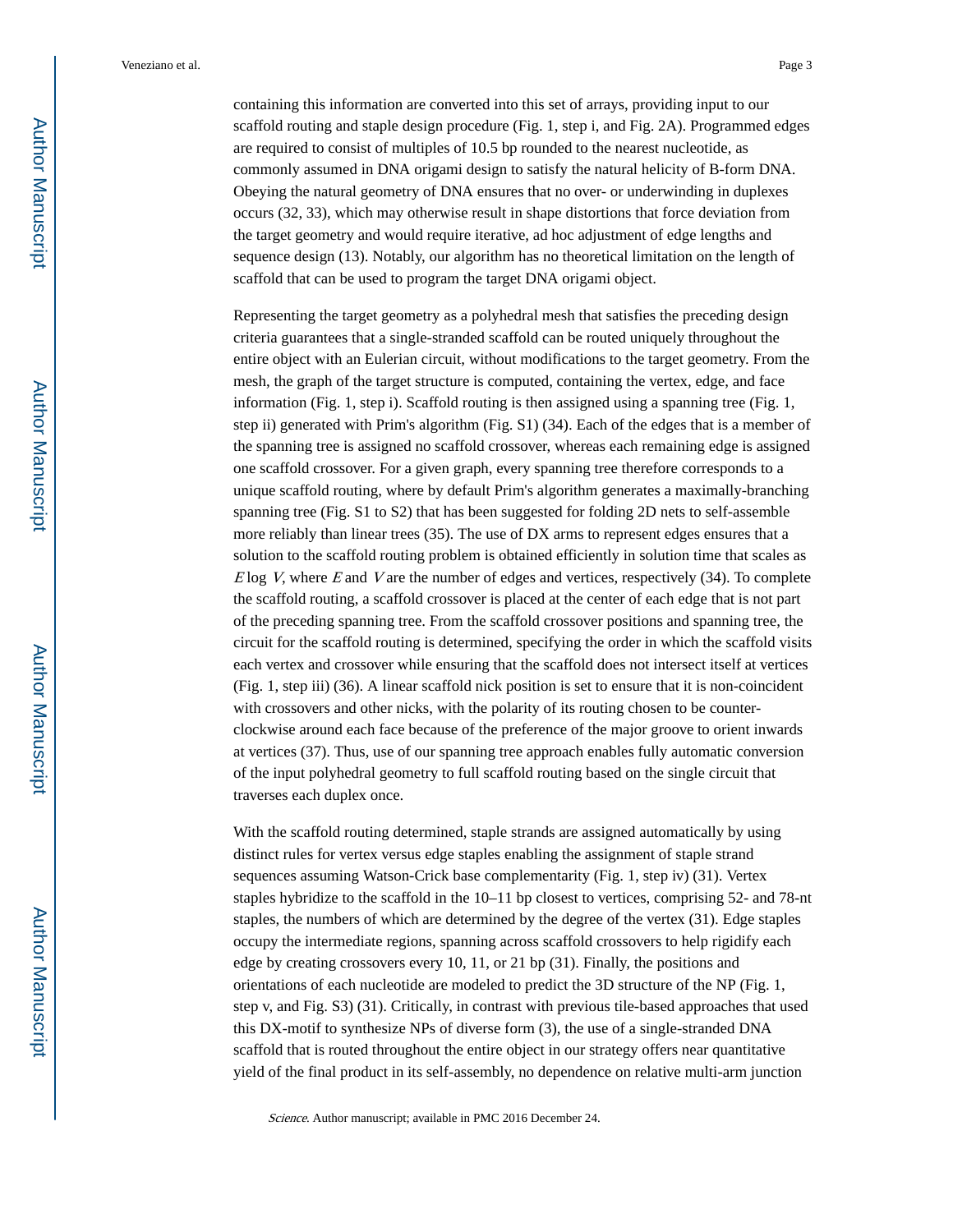containing this information are converted into this set of arrays, providing input to our scaffold routing and staple design procedure (Fig. 1, step i, and Fig. 2A). Programmed edges are required to consist of multiples of 10.5 bp rounded to the nearest nucleotide, as commonly assumed in DNA origami design to satisfy the natural helicity of B-form DNA. Obeying the natural geometry of DNA ensures that no over- or underwinding in duplexes occurs (32, 33), which may otherwise result in shape distortions that force deviation from the target geometry and would require iterative, ad hoc adjustment of edge lengths and sequence design (13). Notably, our algorithm has no theoretical limitation on the length of scaffold that can be used to program the target DNA origami object.

Representing the target geometry as a polyhedral mesh that satisfies the preceding design criteria guarantees that a single-stranded scaffold can be routed uniquely throughout the entire object with an Eulerian circuit, without modifications to the target geometry. From the mesh, the graph of the target structure is computed, containing the vertex, edge, and face information (Fig. 1, step i). Scaffold routing is then assigned using a spanning tree (Fig. 1, step ii) generated with Prim's algorithm (Fig. S1) (34). Each of the edges that is a member of the spanning tree is assigned no scaffold crossover, whereas each remaining edge is assigned one scaffold crossover. For a given graph, every spanning tree therefore corresponds to a unique scaffold routing, where by default Prim's algorithm generates a maximally-branching spanning tree (Fig. S1 to S2) that has been suggested for folding 2D nets to self-assemble more reliably than linear trees (35). The use of DX arms to represent edges ensures that a solution to the scaffold routing problem is obtained efficiently in solution time that scales as $E \log V$, where $E$ and $V$ are the number of edges and vertices, respectively (34). To complete the scaffold routing, a scaffold crossover is placed at the center of each edge that is not part of the preceding spanning tree. From the scaffold crossover positions and spanning tree, the circuit for the scaffold routing is determined, specifying the order in which the scaffold visits each vertex and crossover while ensuring that the scaffold does not intersect itself at vertices (Fig. 1, step iii) (36). A linear scaffold nick position is set to ensure that it is non-coincident with crossovers and other nicks, with the polarity of its routing chosen to be counter-clockwise around each face because of the preference of the major groove to orient inwards at vertices (37). Thus, use of our spanning tree approach enables fully automatic conversion of the input polyhedral geometry to full scaffold routing based on the single circuit that traverses each duplex once.

With the scaffold routing determined, staple strands are assigned automatically by using distinct rules for vertex versus edge staples enabling the assignment of staple strand sequences assuming Watson-Crick base complementarity (Fig. 1, step iv) (31). Vertex staples hybridize to the scaffold in the 10–11 bp closest to vertices, comprising 52- and 78-nt staples, the numbers of which are determined by the degree of the vertex (31). Edge staples occupy the intermediate regions, spanning across scaffold crossovers to help rigidify each edge by creating crossovers every 10, 11, or 21 bp (31). Finally, the positions and orientations of each nucleotide are modeled to predict the 3D structure of the NP (Fig. 1, step v, and Fig. S3) (31). Critically, in contrast with previous tile-based approaches that used this DX-motif to synthesize NPs of diverse form (3), the use of a single-stranded DNA scaffold that is routed throughout the entire object in our strategy offers near quantitative yield of the final product in its self-assembly, no dependence on relative multi-arm junction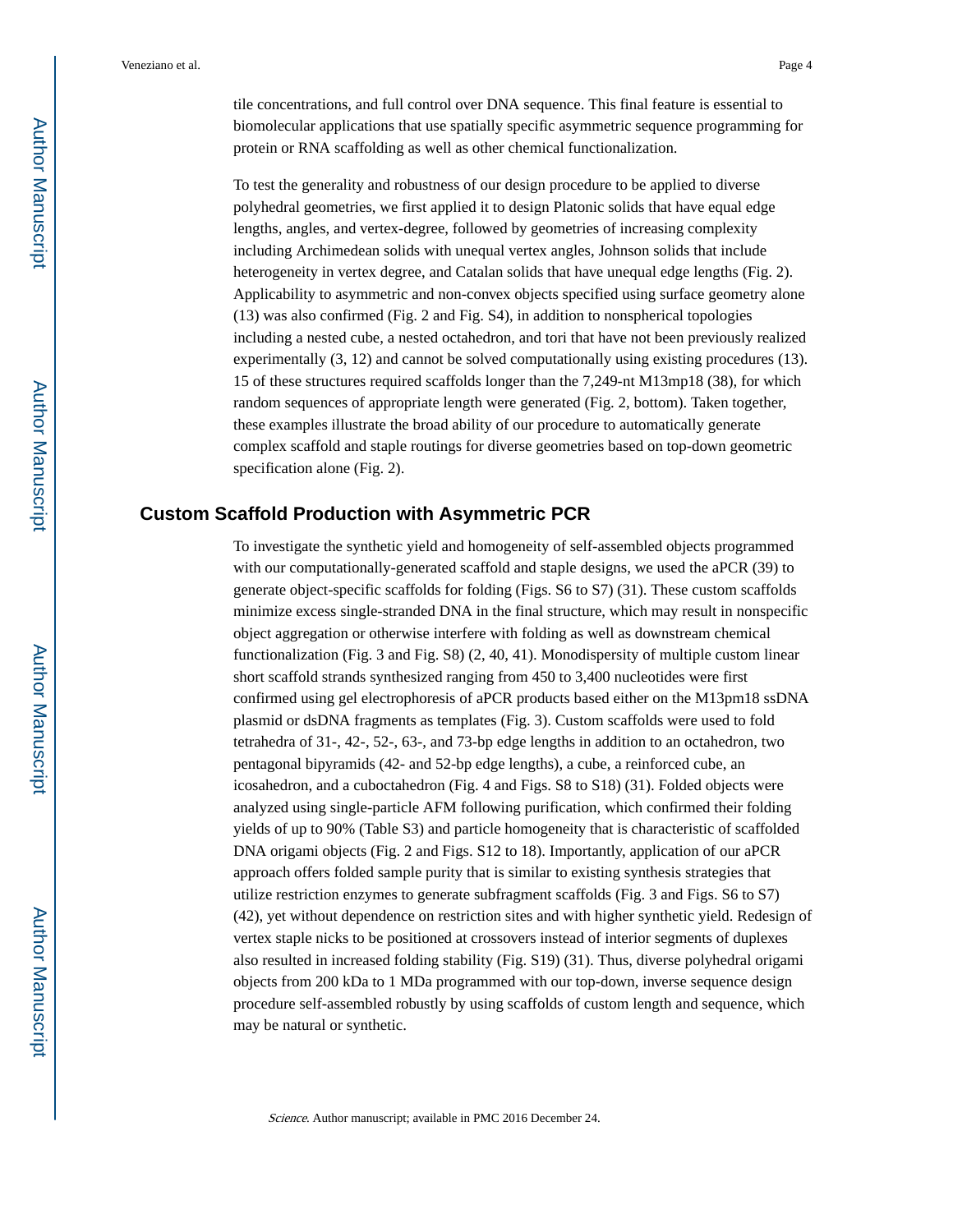tile concentrations, and full control over DNA sequence. This final feature is essential to biomolecular applications that use spatially specific asymmetric sequence programming for protein or RNA scaffolding as well as other chemical functionalization.

To test the generality and robustness of our design procedure to be applied to diverse polyhedral geometries, we first applied it to design Platonic solids that have equal edge lengths, angles, and vertex-degree, followed by geometries of increasing complexity including Archimedean solids with unequal vertex angles, Johnson solids that include heterogeneity in vertex degree, and Catalan solids that have unequal edge lengths (Fig. 2). Applicability to asymmetric and non-convex objects specified using surface geometry alone (13) was also confirmed (Fig. 2 and Fig. S4), in addition to nonspherical topologies including a nested cube, a nested octahedron, and tori that have not been previously realized experimentally (3, 12) and cannot be solved computationally using existing procedures (13). 15 of these structures required scaffolds longer than the 7,249-nt M13mp18 (38), for which random sequences of appropriate length were generated (Fig. 2, bottom). Taken together, these examples illustrate the broad ability of our procedure to automatically generate complex scaffold and staple routings for diverse geometries based on top-down geometric specification alone (Fig. 2).

## Custom Scaffold Production with Asymmetric PCR

To investigate the synthetic yield and homogeneity of self-assembled objects programmed with our computationally-generated scaffold and staple designs, we used the aPCR (39) to generate object-specific scaffolds for folding (Figs. S6 to S7) (31). These custom scaffolds minimize excess single-stranded DNA in the final structure, which may result in nonspecific object aggregation or otherwise interfere with folding as well as downstream chemical functionalization (Fig. 3 and Fig. S8) (2, 40, 41). Monodispersity of multiple custom linear short scaffold strands synthesized ranging from 450 to 3,400 nucleotides were first confirmed using gel electrophoresis of aPCR products based either on the M13pm18 ssDNA plasmid or dsDNA fragments as templates (Fig. 3). Custom scaffolds were used to fold tetrahedra of 31-, 42-, 52-, 63-, and 73-bp edge lengths in addition to an octahedron, two pentagonal bipyramids (42- and 52-bp edge lengths), a cube, a reinforced cube, an icosahedron, and a cuboctahedron (Fig. 4 and Figs. S8 to S18) (31). Folded objects were analyzed using single-particle AFM following purification, which confirmed their folding yields of up to 90% (Table S3) and particle homogeneity that is characteristic of scaffolded DNA origami objects (Fig. 2 and Figs. S12 to 18). Importantly, application of our aPCR approach offers folded sample purity that is similar to existing synthesis strategies that utilize restriction enzymes to generate subfragment scaffolds (Fig. 3 and Figs. S6 to S7) (42), yet without dependence on restriction sites and with higher synthetic yield. Redesign of vertex staple nicks to be positioned at crossovers instead of interior segments of duplexes also resulted in increased folding stability (Fig. S19) (31). Thus, diverse polyhedral origami objects from 200 kDa to 1 MDa programmed with our top-down, inverse sequence design procedure self-assembled robustly by using scaffolds of custom length and sequence, which may be natural or synthetic.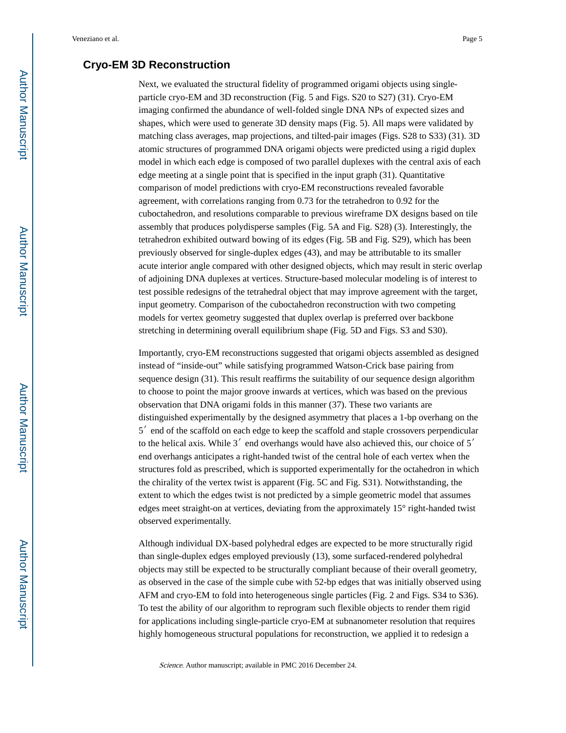## Cryo-EM 3D Reconstruction

Next, we evaluated the structural fidelity of programmed origami objects using single-particle cryo-EM and 3D reconstruction (Fig. 5 and Figs. S20 to S27) (31). Cryo-EM imaging confirmed the abundance of well-folded single DNA NPs of expected sizes and shapes, which were used to generate 3D density maps (Fig. 5). All maps were validated by matching class averages, map projections, and tilted-pair images (Figs. S28 to S33) (31). 3D atomic structures of programmed DNA origami objects were predicted using a rigid duplex model in which each edge is composed of two parallel duplexes with the central axis of each edge meeting at a single point that is specified in the input graph (31). Quantitative comparison of model predictions with cryo-EM reconstructions revealed favorable agreement, with correlations ranging from 0.73 for the tetrahedron to 0.92 for the cuboctahedron, and resolutions comparable to previous wireframe DX designs based on tile assembly that produces polydisperse samples (Fig. 5A and Fig. S28) (3). Interestingly, the tetrahedron exhibited outward bowing of its edges (Fig. 5B and Fig. S29), which has been previously observed for single-duplex edges (43), and may be attributable to its smaller acute interior angle compared with other designed objects, which may result in steric overlap of adjoining DNA duplexes at vertices. Structure-based molecular modeling is of interest to test possible redesigns of the tetrahedral object that may improve agreement with the target, input geometry. Comparison of the cuboctahedron reconstruction with two competing models for vertex geometry suggested that duplex overlap is preferred over backbone stretching in determining overall equilibrium shape (Fig. 5D and Figs. S3 and S30).

Importantly, cryo-EM reconstructions suggested that origami objects assembled as designed instead of “inside-out” while satisfying programmed Watson-Crick base pairing from sequence design (31). This result reaffirms the suitability of our sequence design algorithm to choose to point the major groove inwards at vertices, which was based on the previous observation that DNA origami folds in this manner (37). These two variants are distinguished experimentally by the designed asymmetry that places a 1-bp overhang on the 5′ end of the scaffold on each edge to keep the scaffold and staple crossovers perpendicular to the helical axis. While 3′ end overhangs would have also achieved this, our choice of 5′ end overhangs anticipates a right-handed twist of the central hole of each vertex when the structures fold as prescribed, which is supported experimentally for the octahedron in which the chirality of the vertex twist is apparent (Fig. 5C and Fig. S31). Notwithstanding, the extent to which the edges twist is not predicted by a simple geometric model that assumes edges meet straight-on at vertices, deviating from the approximately 15° right-handed twist observed experimentally.

Although individual DX-based polyhedral edges are expected to be more structurally rigid than single-duplex edges employed previously (13), some surfaced-rendered polyhedral objects may still be expected to be structurally compliant because of their overall geometry, as observed in the case of the simple cube with 52-bp edges that was initially observed using AFM and cryo-EM to fold into heterogeneous single particles (Fig. 2 and Figs. S34 to S36). To test the ability of our algorithm to reprogram such flexible objects to render them rigid for applications including single-particle cryo-EM at subnanometer resolution that requires highly homogeneous structural populations for reconstruction, we applied it to redesign a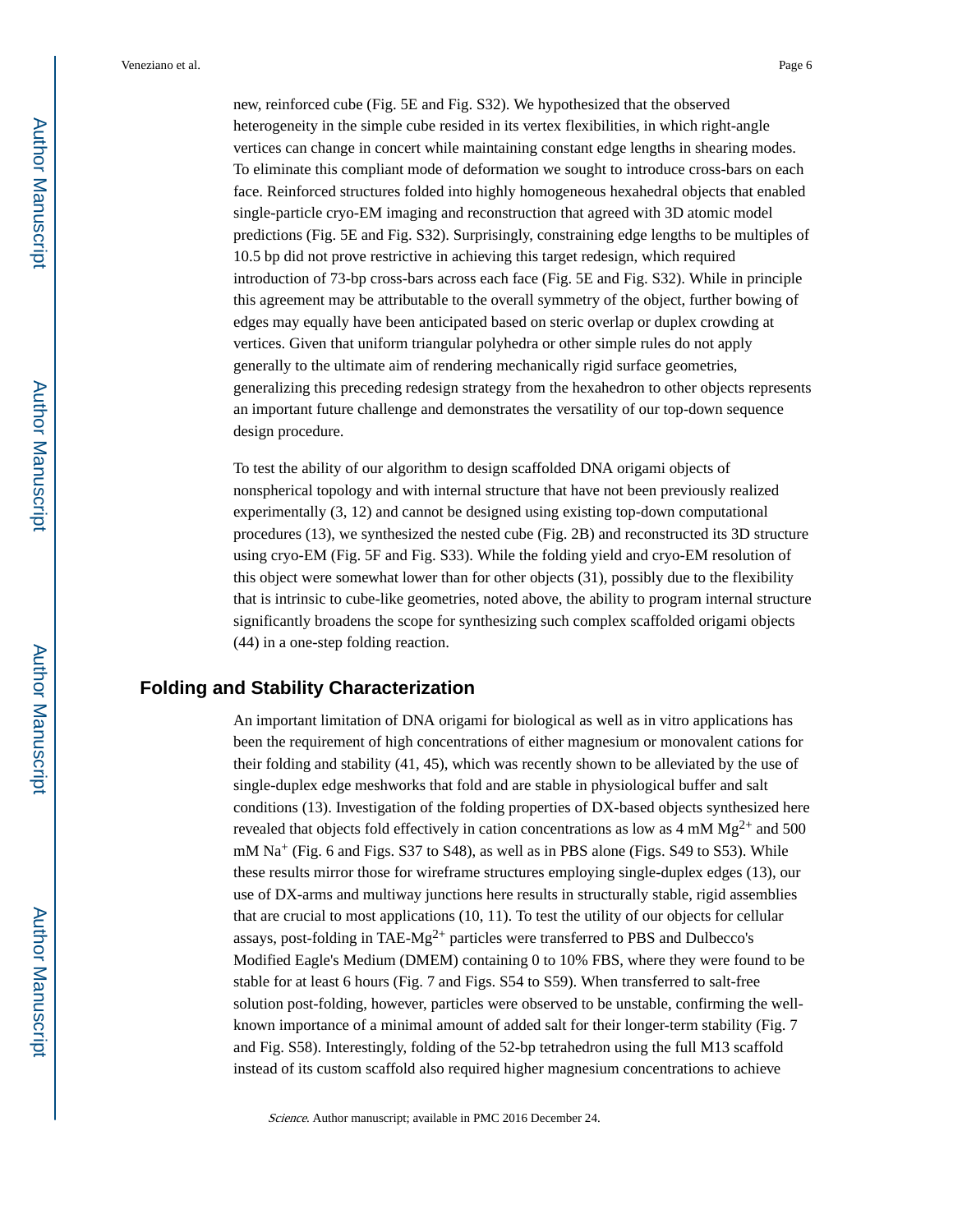new, reinforced cube (Fig. 5E and Fig. S32). We hypothesized that the observed heterogeneity in the simple cube resided in its vertex flexibilities, in which right-angle vertices can change in concert while maintaining constant edge lengths in shearing modes. To eliminate this compliant mode of deformation we sought to introduce cross-bars on each face. Reinforced structures folded into highly homogeneous hexahedral objects that enabled single-particle cryo-EM imaging and reconstruction that agreed with 3D atomic model predictions (Fig. 5E and Fig. S32). Surprisingly, constraining edge lengths to be multiples of 10.5 bp did not prove restrictive in achieving this target redesign, which required introduction of 73-bp cross-bars across each face (Fig. 5E and Fig. S32). While in principle this agreement may be attributable to the overall symmetry of the object, further bowing of edges may equally have been anticipated based on steric overlap or duplex crowding at vertices. Given that uniform triangular polyhedra or other simple rules do not apply generally to the ultimate aim of rendering mechanically rigid surface geometries, generalizing this preceding redesign strategy from the hexahedron to other objects represents an important future challenge and demonstrates the versatility of our top-down sequence design procedure.

To test the ability of our algorithm to design scaffolded DNA origami objects of nonspherical topology and with internal structure that have not been previously realized experimentally (3, 12) and cannot be designed using existing top-down computational procedures (13), we synthesized the nested cube (Fig. 2B) and reconstructed its 3D structure using cryo-EM (Fig. 5F and Fig. S33). While the folding yield and cryo-EM resolution of this object were somewhat lower than for other objects (31), possibly due to the flexibility that is intrinsic to cube-like geometries, noted above, the ability to program internal structure significantly broadens the scope for synthesizing such complex scaffolded origami objects (44) in a one-step folding reaction.

## Folding and Stability Characterization

An important limitation of DNA origami for biological as well as in vitro applications has been the requirement of high concentrations of either magnesium or monovalent cations for their folding and stability (41, 45), which was recently shown to be alleviated by the use of single-duplex edge meshworks that fold and are stable in physiological buffer and salt conditions (13). Investigation of the folding properties of DX-based objects synthesized here revealed that objects fold effectively in cation concentrations as low as 4 mM $Mg^{2+}$ and 500 mM $Na^{+}$ (Fig. 6 and Figs. S37 to S48), as well as in PBS alone (Figs. S49 to S53). While these results mirror those for wireframe structures employing single-duplex edges (13), our use of DX-arms and multiway junctions here results in structurally stable, rigid assemblies that are crucial to most applications (10, 11). To test the utility of our objects for cellular assays, post-folding in TAE-$Mg^{2+}$ particles were transferred to PBS and Dulbecco's Modified Eagle's Medium (DMEM) containing 0 to 10% FBS, where they were found to be stable for at least 6 hours (Fig. 7 and Figs. S54 to S59). When transferred to salt-free solution post-folding, however, particles were observed to be unstable, confirming the well-known importance of a minimal amount of added salt for their longer-term stability (Fig. 7 and Fig. S58). Interestingly, folding of the 52-bp tetrahedron using the full M13 scaffold instead of its custom scaffold also required higher magnesium concentrations to achieve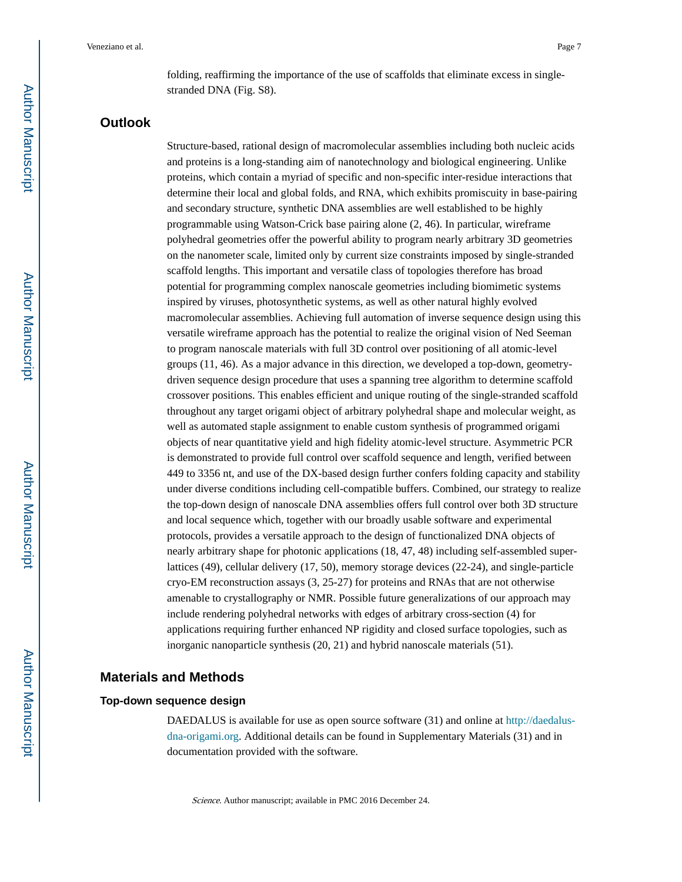folding, reaffirming the importance of the use of scaffolds that eliminate excess in single-stranded DNA (Fig. S8).

## Outlook

Structure-based, rational design of macromolecular assemblies including both nucleic acids and proteins is a long-standing aim of nanotechnology and biological engineering. Unlike proteins, which contain a myriad of specific and non-specific inter-residue interactions that determine their local and global folds, and RNA, which exhibits promiscuity in base-pairing and secondary structure, synthetic DNA assemblies are well established to be highly programmable using Watson-Crick base pairing alone (2, 46). In particular, wireframe polyhedral geometries offer the powerful ability to program nearly arbitrary 3D geometries on the nanometer scale, limited only by current size constraints imposed by single-stranded scaffold lengths. This important and versatile class of topologies therefore has broad potential for programming complex nanoscale geometries including biomimetic systems inspired by viruses, photosynthetic systems, as well as other natural highly evolved macromolecular assemblies. Achieving full automation of inverse sequence design using this versatile wireframe approach has the potential to realize the original vision of Ned Seeman to program nanoscale materials with full 3D control over positioning of all atomic-level groups (11, 46). As a major advance in this direction, we developed a top-down, geometry-driven sequence design procedure that uses a spanning tree algorithm to determine scaffold crossover positions. This enables efficient and unique routing of the single-stranded scaffold throughout any target origami object of arbitrary polyhedral shape and molecular weight, as well as automated staple assignment to enable custom synthesis of programmed origami objects of near quantitative yield and high fidelity atomic-level structure. Asymmetric PCR is demonstrated to provide full control over scaffold sequence and length, verified between 449 to 3356 nt, and use of the DX-based design further confers folding capacity and stability under diverse conditions including cell-compatible buffers. Combined, our strategy to realize the top-down design of nanoscale DNA assemblies offers full control over both 3D structure and local sequence which, together with our broadly usable software and experimental protocols, provides a versatile approach to the design of functionalized DNA objects of nearly arbitrary shape for photonic applications (18, 47, 48) including self-assembled super-lattices (49), cellular delivery (17, 50), memory storage devices (22-24), and single-particle cryo-EM reconstruction assays (3, 25-27) for proteins and RNAs that are not otherwise amenable to crystallography or NMR. Possible future generalizations of our approach may include rendering polyhedral networks with edges of arbitrary cross-section (4) for applications requiring further enhanced NP rigidity and closed surface topologies, such as inorganic nanoparticle synthesis (20, 21) and hybrid nanoscale materials (51).

## Materials and Methods

### Top-down sequence design

DAEDALUS is available for use as open source software (31) and online at http://daedalus-dna-origami.org. Additional details can be found in Supplementary Materials (31) and in documentation provided with the software.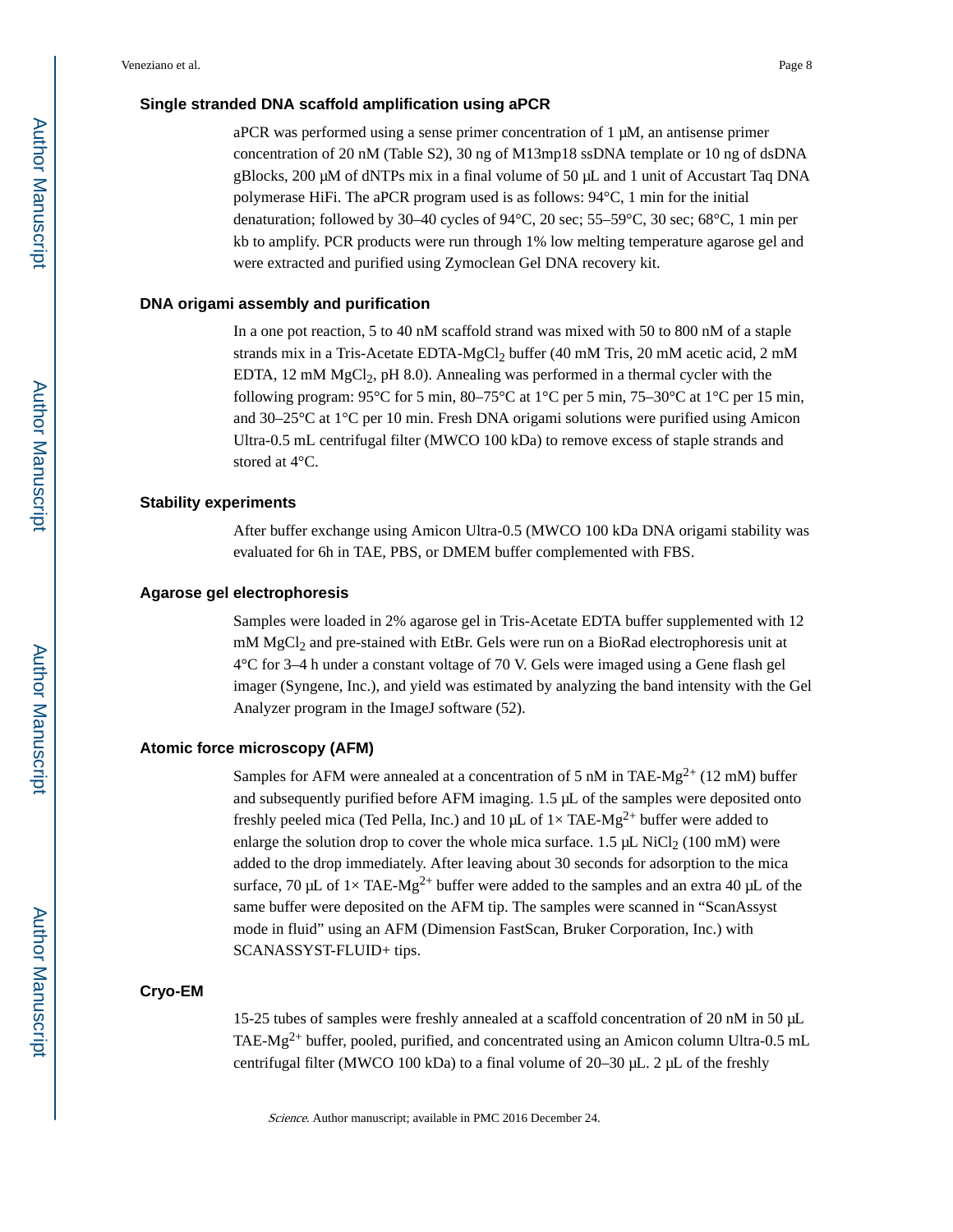### Single stranded DNA scaffold amplification using aPCR

aPCR was performed using a sense primer concentration of 1 μM, an antisense primer concentration of 20 nM (Table S2), 30 ng of M13mp18 ssDNA template or 10 ng of dsDNA gBlocks, 200 μM of dNTPs mix in a final volume of 50 μL and 1 unit of Accustart Taq DNA polymerase HiFi. The aPCR program used is as follows: 94°C, 1 min for the initial denaturation; followed by 30–40 cycles of 94°C, 20 sec; 55–59°C, 30 sec; 68°C, 1 min per kb to amplify. PCR products were run through 1% low melting temperature agarose gel and were extracted and purified using Zymoclean Gel DNA recovery kit.

### DNA origami assembly and purification

In a one pot reaction, 5 to 40 nM scaffold strand was mixed with 50 to 800 nM of a staple strands mix in a Tris-Acetate EDTA-$MgCl_2$ buffer (40 mM Tris, 20 mM acetic acid, 2 mM EDTA, 12 mM $MgCl_2$, pH 8.0). Annealing was performed in a thermal cycler with the following program: 95°C for 5 min, 80–75°C at 1°C per 5 min, 75–30°C at 1°C per 15 min, and 30–25°C at 1°C per 10 min. Fresh DNA origami solutions were purified using Amicon Ultra-0.5 mL centrifugal filter (MWCO 100 kDa) to remove excess of staple strands and stored at 4°C.

### Stability experiments

After buffer exchange using Amicon Ultra-0.5 (MWCO 100 kDa DNA origami stability was evaluated for 6h in TAE, PBS, or DMEM buffer complemented with FBS.

### Agarose gel electrophoresis

Samples were loaded in 2% agarose gel in Tris-Acetate EDTA buffer supplemented with 12 mM $MgCl_2$ and pre-stained with EtBr. Gels were run on a BioRad electrophoresis unit at 4°C for 3–4 h under a constant voltage of 70 V. Gels were imaged using a Gene flash gel imager (Syngene, Inc.), and yield was estimated by analyzing the band intensity with the Gel Analyzer program in the ImageJ software (52).

### Atomic force microscopy (AFM)

Samples for AFM were annealed at a concentration of 5 nM in TAE-$Mg^{2+}$ (12 mM) buffer and subsequently purified before AFM imaging. 1.5 μL of the samples were deposited onto freshly peeled mica (Ted Pella, Inc.) and 10 μL of 1× TAE-$Mg^{2+}$ buffer were added to enlarge the solution drop to cover the whole mica surface. 1.5 μL $NiCl_2$ (100 mM) were added to the drop immediately. After leaving about 30 seconds for adsorption to the mica surface, 70 μL of 1× TAE-$Mg^{2+}$ buffer were added to the samples and an extra 40 μL of the same buffer were deposited on the AFM tip. The samples were scanned in "ScanAssyst mode in fluid" using an AFM (Dimension FastScan, Bruker Corporation, Inc.) with SCANASSYST-FLUID+ tips.

### Cryo-EM

15-25 tubes of samples were freshly annealed at a scaffold concentration of 20 nM in 50 μL TAE-$Mg^{2+}$ buffer, pooled, purified, and concentrated using an Amicon column Ultra-0.5 mL centrifugal filter (MWCO 100 kDa) to a final volume of 20–30 μL. 2 μL of the freshly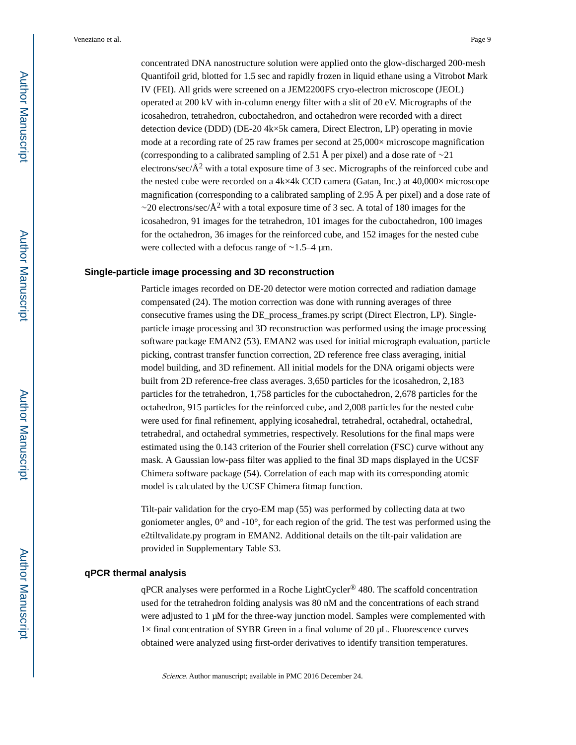concentrated DNA nanostructure solution were applied onto the glow-discharged 200-mesh Quantifoil grid, blotted for 1.5 sec and rapidly frozen in liquid ethane using a Vitrobot Mark IV (FEI). All grids were screened on a JEM2200FS cryo-electron microscope (JEOL) operated at 200 kV with in-column energy filter with a slit of 20 eV. Micrographs of the icosahedron, tetrahedron, cuboctahedron, and octahedron were recorded with a direct detection device (DDD) (DE-20 4k×5k camera, Direct Electron, LP) operating in movie mode at a recording rate of 25 raw frames per second at 25,000× microscope magnification (corresponding to a calibrated sampling of 2.51 Å per pixel) and a dose rate of ~21 electrons/sec/$Å^2$ with a total exposure time of 3 sec. Micrographs of the reinforced cube and the nested cube were recorded on a 4k×4k CCD camera (Gatan, Inc.) at 40,000× microscope magnification (corresponding to a calibrated sampling of 2.95 Å per pixel) and a dose rate of ~20 electrons/sec/$Å^2$ with a total exposure time of 3 sec. A total of 180 images for the icosahedron, 91 images for the tetrahedron, 101 images for the cuboctahedron, 100 images for the octahedron, 36 images for the reinforced cube, and 152 images for the nested cube were collected with a defocus range of ~1.5–4 μm.

### Single-particle image processing and 3D reconstruction

Particle images recorded on DE-20 detector were motion corrected and radiation damage compensated (24). The motion correction was done with running averages of three consecutive frames using the DE_process_frames.py script (Direct Electron, LP). Single-particle image processing and 3D reconstruction was performed using the image processing software package EMAN2 (53). EMAN2 was used for initial micrograph evaluation, particle picking, contrast transfer function correction, 2D reference free class averaging, initial model building, and 3D refinement. All initial models for the DNA origami objects were built from 2D reference-free class averages. 3,650 particles for the icosahedron, 2,183 particles for the tetrahedron, 1,758 particles for the cuboctahedron, 2,678 particles for the octahedron, 915 particles for the reinforced cube, and 2,008 particles for the nested cube were used for final refinement, applying icosahedral, tetrahedral, octahedral, octahedral, tetrahedral, and octahedral symmetries, respectively. Resolutions for the final maps were estimated using the 0.143 criterion of the Fourier shell correlation (FSC) curve without any mask. A Gaussian low-pass filter was applied to the final 3D maps displayed in the UCSF Chimera software package (54). Correlation of each map with its corresponding atomic model is calculated by the UCSF Chimera fitmap function.

Tilt-pair validation for the cryo-EM map (55) was performed by collecting data at two goniometer angles, 0° and -10°, for each region of the grid. The test was performed using the e2tiltvalidate.py program in EMAN2. Additional details on the tilt-pair validation are provided in Supplementary Table S3.

### qPCR thermal analysis

qPCR analyses were performed in a Roche LightCycler® 480. The scaffold concentration used for the tetrahedron folding analysis was 80 nM and the concentrations of each strand were adjusted to 1 μM for the three-way junction model. Samples were complemented with 1× final concentration of SYBR Green in a final volume of 20 μL. Fluorescence curves obtained were analyzed using first-order derivatives to identify transition temperatures.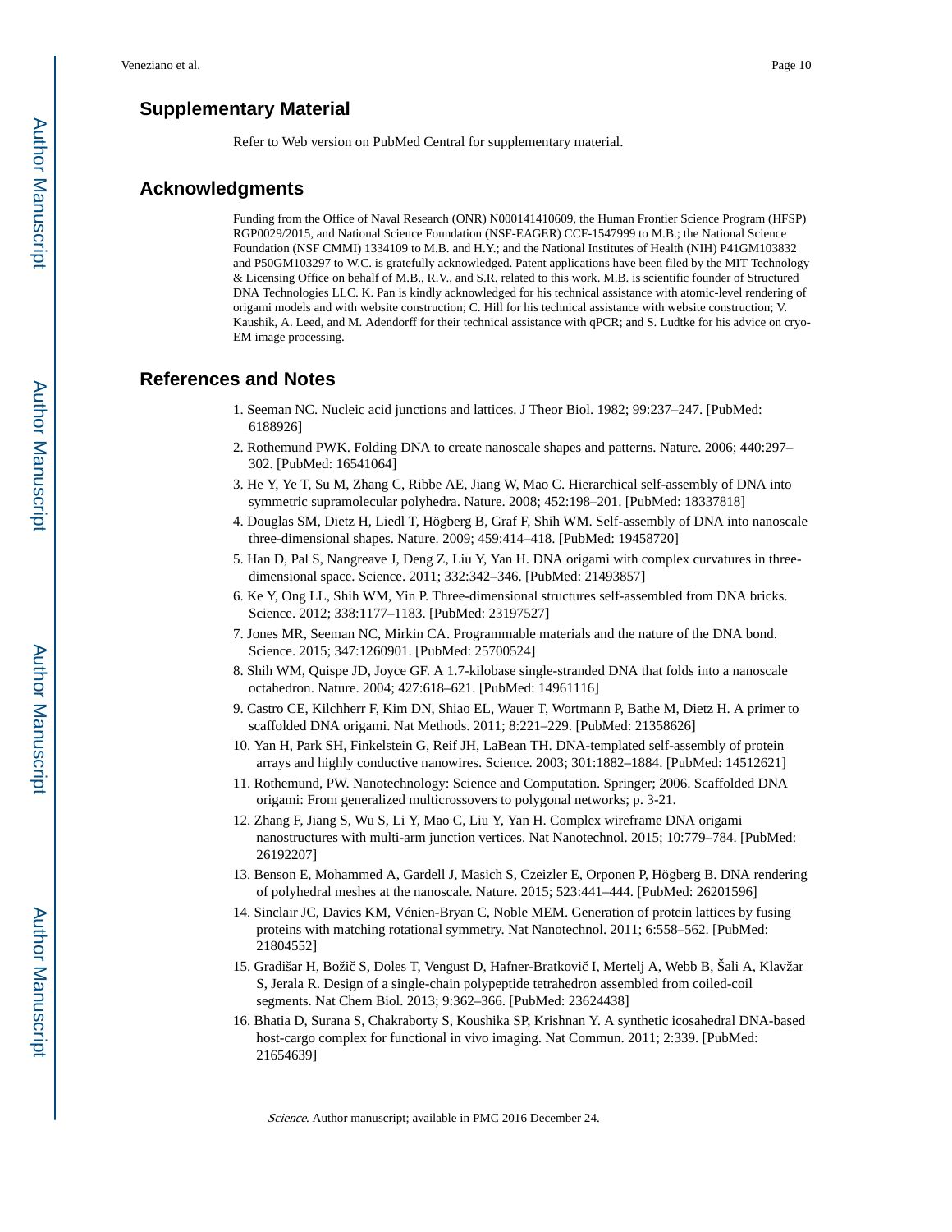## Supplementary Material

Refer to Web version on PubMed Central for supplementary material.

## Acknowledgments

Funding from the Office of Naval Research (ONR) N000141410609, the Human Frontier Science Program (HFSP) RGP0029/2015, and National Science Foundation (NSF-EAGER) CCF-1547999 to M.B.; the National Science Foundation (NSF CMMI) 1334109 to M.B. and H.Y.; and the National Institutes of Health (NIH) P41GM103832 and P50GM103297 to W.C. is gratefully acknowledged. Patent applications have been filed by the MIT Technology & Licensing Office on behalf of M.B., R.V., and S.R. related to this work. M.B. is scientific founder of Structured DNA Technologies LLC. K. Pan is kindly acknowledged for his technical assistance with atomic-level rendering of origami models and with website construction; C. Hill for his technical assistance with website construction; V. Kaushik, A. Leed, and M. Adendorff for their technical assistance with qPCR; and S. Ludtke for his advice on cryo-EM image processing.

## References and Notes

1. Seeman NC. Nucleic acid junctions and lattices. J Theor Biol. 1982; 99:237–247. [PubMed: 6188926]
2. Rothemund PWK. Folding DNA to create nanoscale shapes and patterns. Nature. 2006; 440:297–302. [PubMed: 16541064]
3. He Y, Ye T, Su M, Zhang C, Ribbe AE, Jiang W, Mao C. Hierarchical self-assembly of DNA into symmetric supramolecular polyhedra. Nature. 2008; 452:198–201. [PubMed: 18337818]
4. Douglas SM, Dietz H, Liedl T, Högberg B, Graf F, Shih WM. Self-assembly of DNA into nanoscale three-dimensional shapes. Nature. 2009; 459:414–418. [PubMed: 19458720]
5. Han D, Pal S, Nangreave J, Deng Z, Liu Y, Yan H. DNA origami with complex curvatures in three-dimensional space. Science. 2011; 332:342–346. [PubMed: 21493857]
6. Ke Y, Ong LL, Shih WM, Yin P. Three-dimensional structures self-assembled from DNA bricks. Science. 2012; 338:1177–1183. [PubMed: 23197527]
7. Jones MR, Seeman NC, Mirkin CA. Programmable materials and the nature of the DNA bond. Science. 2015; 347:1260901. [PubMed: 25700524]
8. Shih WM, Quispe JD, Joyce GF. A 1.7-kilobase single-stranded DNA that folds into a nanoscale octahedron. Nature. 2004; 427:618–621. [PubMed: 14961116]
9. Castro CE, Kilchherr F, Kim DN, Shiao EL, Wauer T, Wortmann P, Bathe M, Dietz H. A primer to scaffolded DNA origami. Nat Methods. 2011; 8:221–229. [PubMed: 21358626]
10. Yan H, Park SH, Finkelstein G, Reif JH, LaBean TH. DNA-templated self-assembly of protein arrays and highly conductive nanowires. Science. 2003; 301:1882–1884. [PubMed: 14512621]
11. Rothemund, PW. Nanotechnology: Science and Computation. Springer; 2006. Scaffolded DNA origami: From generalized multicrossovers to polygonal networks; p. 3-21.
12. Zhang F, Jiang S, Wu S, Li Y, Mao C, Liu Y, Yan H. Complex wireframe DNA origami nanostructures with multi-arm junction vertices. Nat Nanotechnol. 2015; 10:779–784. [PubMed: 26192207]
13. Benson E, Mohammed A, Gardell J, Masich S, Czeizler E, Orponen P, Högberg B. DNA rendering of polyhedral meshes at the nanoscale. Nature. 2015; 523:441–444. [PubMed: 26201596]
14. Sinclair JC, Davies KM, Vénien-Bryan C, Noble MEM. Generation of protein lattices by fusing proteins with matching rotational symmetry. Nat Nanotechnol. 2011; 6:558–562. [PubMed: 21804552]
15. Gradišar H, Božič S, Doles T, Vengust D, Hafner-Bratkovič I, Mertelj A, Webb B, Šali A, Klavžar S, Jerala R. Design of a single-chain polypeptide tetrahedron assembled from coiled-coil segments. Nat Chem Biol. 2013; 9:362–366. [PubMed: 23624438]
16. Bhatia D, Surana S, Chakraborty S, Koushika SP, Krishnan Y. A synthetic icosahedral DNA-based host-cargo complex for functional in vivo imaging. Nat Commun. 2011; 2:339. [PubMed: 21654639]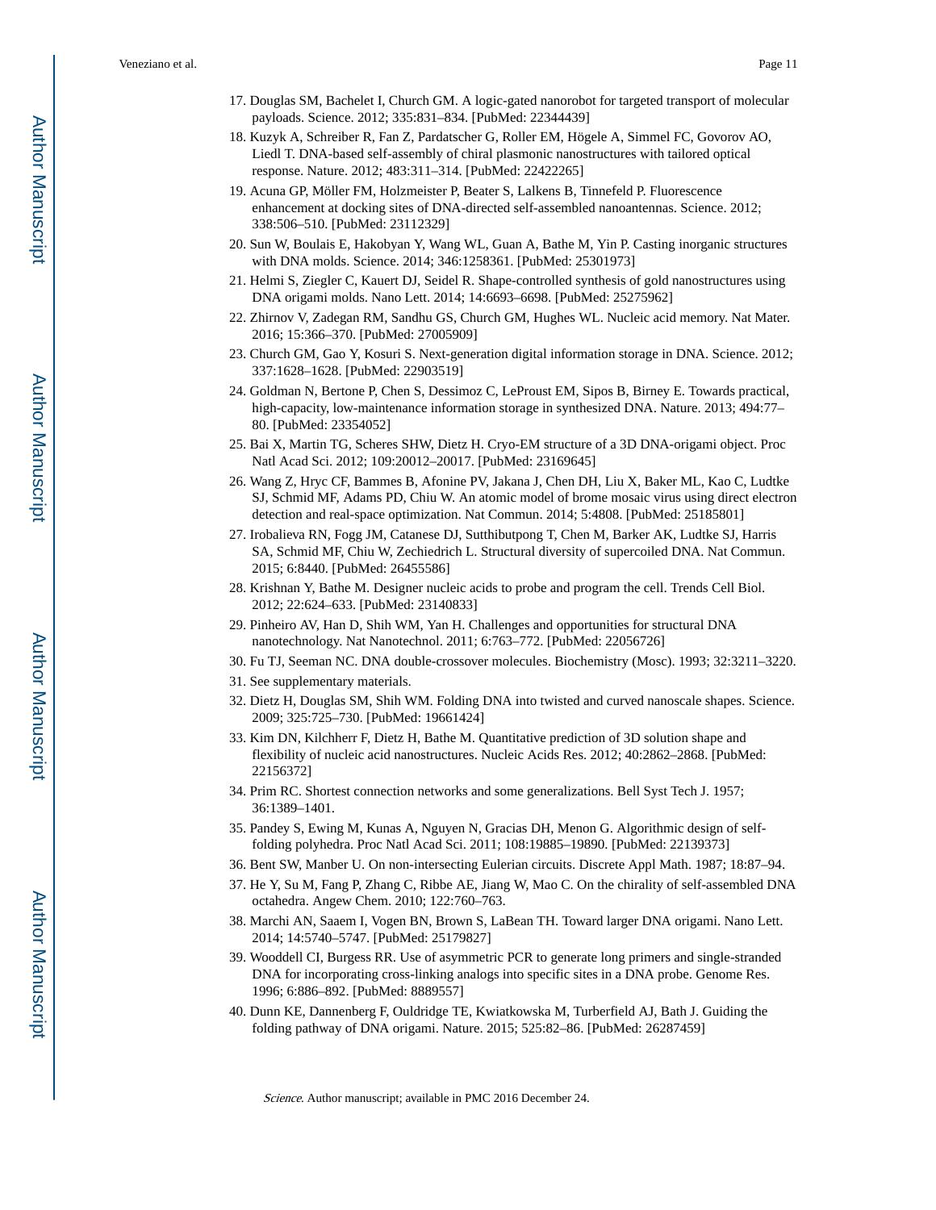17. Douglas SM, Bachelet I, Church GM. A logic-gated nanorobot for targeted transport of molecular payloads. Science. 2012; 335:831–834. [PubMed: 22344439]
18. Kuzyk A, Schreiber R, Fan Z, Pardatscher G, Roller EM, Högele A, Simmel FC, Govorov AO, Liedl T. DNA-based self-assembly of chiral plasmonic nanostructures with tailored optical response. Nature. 2012; 483:311–314. [PubMed: 22422265]
19. Acuna GP, Möller FM, Holzmeister P, Beater S, Lalkens B, Tinnefeld P. Fluorescence enhancement at docking sites of DNA-directed self-assembled nanoantennas. Science. 2012; 338:506–510. [PubMed: 23112329]
20. Sun W, Boulais E, Hakobyan Y, Wang WL, Guan A, Bathe M, Yin P. Casting inorganic structures with DNA molds. Science. 2014; 346:1258361. [PubMed: 25301973]
21. Helmi S, Ziegler C, Kauert DJ, Seidel R. Shape-controlled synthesis of gold nanostructures using DNA origami molds. Nano Lett. 2014; 14:6693–6698. [PubMed: 25275962]
22. Zhirnov V, Zadegan RM, Sandhu GS, Church GM, Hughes WL. Nucleic acid memory. Nat Mater. 2016; 15:366–370. [PubMed: 27005909]
23. Church GM, Gao Y, Kosuri S. Next-generation digital information storage in DNA. Science. 2012; 337:1628–1628. [PubMed: 22903519]
24. Goldman N, Bertone P, Chen S, Dessimoz C, LeProust EM, Sipos B, Birney E. Towards practical, high-capacity, low-maintenance information storage in synthesized DNA. Nature. 2013; 494:77–80. [PubMed: 23354052]
25. Bai X, Martin TG, Scheres SHW, Dietz H. Cryo-EM structure of a 3D DNA-origami object. Proc Natl Acad Sci. 2012; 109:20012–20017. [PubMed: 23169645]
26. Wang Z, Hryc CF, Bammes B, Afonine PV, Jakana J, Chen DH, Liu X, Baker ML, Kao C, Ludtke SJ, Schmid MF, Adams PD, Chiu W. An atomic model of brome mosaic virus using direct electron detection and real-space optimization. Nat Commun. 2014; 5:4808. [PubMed: 25185801]
27. Irobalieva RN, Fogg JM, Catanese DJ, Sutthibutpong T, Chen M, Barker AK, Ludtke SJ, Harris SA, Schmid MF, Chiu W, Zechiedrich L. Structural diversity of supercoiled DNA. Nat Commun. 2015; 6:8440. [PubMed: 26455586]
28. Krishnan Y, Bathe M. Designer nucleic acids to probe and program the cell. Trends Cell Biol. 2012; 22:624–633. [PubMed: 23140833]
29. Pinheiro AV, Han D, Shih WM, Yan H. Challenges and opportunities for structural DNA nanotechnology. Nat Nanotechnol. 2011; 6:763–772. [PubMed: 22056726]
30. Fu TJ, Seeman NC. DNA double-crossover molecules. Biochemistry (Mosc). 1993; 32:3211–3220.
31. See supplementary materials.
32. Dietz H, Douglas SM, Shih WM. Folding DNA into twisted and curved nanoscale shapes. Science. 2009; 325:725–730. [PubMed: 19661424]
33. Kim DN, Kilchherr F, Dietz H, Bathe M. Quantitative prediction of 3D solution shape and flexibility of nucleic acid nanostructures. Nucleic Acids Res. 2012; 40:2862–2868. [PubMed: 22156372]
34. Prim RC. Shortest connection networks and some generalizations. Bell Syst Tech J. 1957; 36:1389–1401.
35. Pandey S, Ewing M, Kunas A, Nguyen N, Gracias DH, Menon G. Algorithmic design of self-folding polyhedra. Proc Natl Acad Sci. 2011; 108:19885–19890. [PubMed: 22139373]
36. Bent SW, Manber U. On non-intersecting Eulerian circuits. Discrete Appl Math. 1987; 18:87–94.
37. He Y, Su M, Fang P, Zhang C, Ribbe AE, Jiang W, Mao C. On the chirality of self-assembled DNA octahedra. Angew Chem. 2010; 122:760–763.
38. Marchi AN, Saaem I, Vogen BN, Brown S, LaBean TH. Toward larger DNA origami. Nano Lett. 2014; 14:5740–5747. [PubMed: 25179827]
39. Wooddell CI, Burgess RR. Use of asymmetric PCR to generate long primers and single-stranded DNA for incorporating cross-linking analogs into specific sites in a DNA probe. Genome Res. 1996; 6:886–892. [PubMed: 8889557]
40. Dunn KE, Dannenberg F, Ouldridge TE, Kwiatkowska M, Turberfield AJ, Bath J. Guiding the folding pathway of DNA origami. Nature. 2015; 525:82–86. [PubMed: 26287459]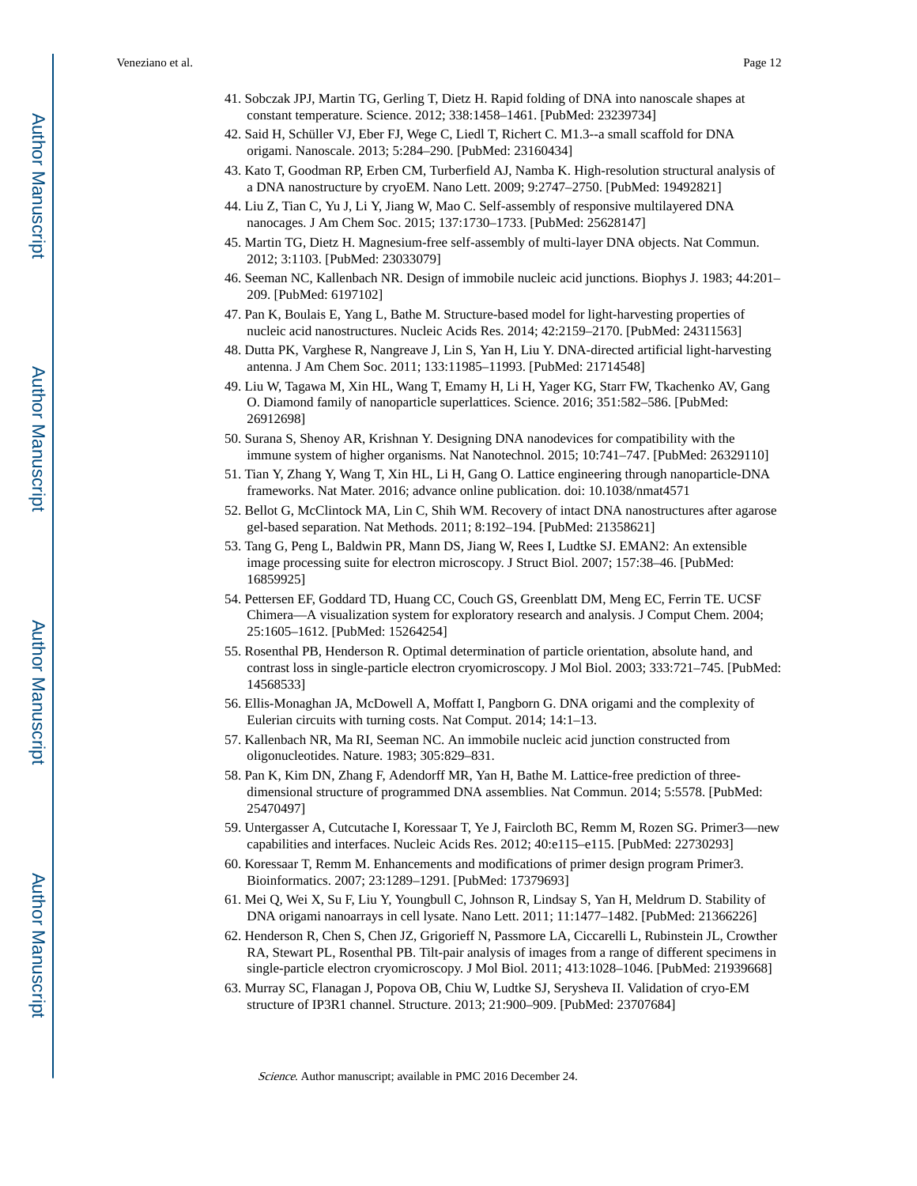41. Sobczak JPJ, Martin TG, Gerling T, Dietz H. Rapid folding of DNA into nanoscale shapes at constant temperature. Science. 2012; 338:1458–1461. [PubMed: 23239734]
42. Said H, Schüller VJ, Eber FJ, Wege C, Liedl T, Richert C. M1.3--a small scaffold for DNA origami. Nanoscale. 2013; 5:284–290. [PubMed: 23160434]
43. Kato T, Goodman RP, Erben CM, Turberfield AJ, Namba K. High-resolution structural analysis of a DNA nanostructure by cryoEM. Nano Lett. 2009; 9:2747–2750. [PubMed: 19492821]
44. Liu Z, Tian C, Yu J, Li Y, Jiang W, Mao C. Self-assembly of responsive multilayered DNA nanocages. J Am Chem Soc. 2015; 137:1730–1733. [PubMed: 25628147]
45. Martin TG, Dietz H. Magnesium-free self-assembly of multi-layer DNA objects. Nat Commun. 2012; 3:1103. [PubMed: 23033079]
46. Seeman NC, Kallenbach NR. Design of immobile nucleic acid junctions. Biophys J. 1983; 44:201–209. [PubMed: 6197102]
47. Pan K, Boulais E, Yang L, Bathe M. Structure-based model for light-harvesting properties of nucleic acid nanostructures. Nucleic Acids Res. 2014; 42:2159–2170. [PubMed: 24311563]
48. Dutta PK, Varghese R, Nangreave J, Lin S, Yan H, Liu Y. DNA-directed artificial light-harvesting antenna. J Am Chem Soc. 2011; 133:11985–11993. [PubMed: 21714548]
49. Liu W, Tagawa M, Xin HL, Wang T, Emamy H, Li H, Yager KG, Starr FW, Tkachenko AV, Gang O. Diamond family of nanoparticle superlattices. Science. 2016; 351:582–586. [PubMed: 26912698]
50. Surana S, Shenoy AR, Krishnan Y. Designing DNA nanodevices for compatibility with the immune system of higher organisms. Nat Nanotechnol. 2015; 10:741–747. [PubMed: 26329110]
51. Tian Y, Zhang Y, Wang T, Xin HL, Li H, Gang O. Lattice engineering through nanoparticle-DNA frameworks. Nat Mater. 2016; advance online publication. doi: 10.1038/nmat4571
52. Bellot G, McClintock MA, Lin C, Shih WM. Recovery of intact DNA nanostructures after agarose gel-based separation. Nat Methods. 2011; 8:192–194. [PubMed: 21358621]
53. Tang G, Peng L, Baldwin PR, Mann DS, Jiang W, Rees I, Ludtke SJ. EMAN2: An extensible image processing suite for electron microscopy. J Struct Biol. 2007; 157:38–46. [PubMed: 16859925]
54. Pettersen EF, Goddard TD, Huang CC, Couch GS, Greenblatt DM, Meng EC, Ferrin TE. UCSF Chimera—A visualization system for exploratory research and analysis. J Comput Chem. 2004; 25:1605–1612. [PubMed: 15264254]
55. Rosenthal PB, Henderson R. Optimal determination of particle orientation, absolute hand, and contrast loss in single-particle electron cryomicroscopy. J Mol Biol. 2003; 333:721–745. [PubMed: 14568533]
56. Ellis-Monaghan JA, McDowell A, Moffatt I, Pangborn G. DNA origami and the complexity of Eulerian circuits with turning costs. Nat Comput. 2014; 14:1–13.
57. Kallenbach NR, Ma RI, Seeman NC. An immobile nucleic acid junction constructed from oligonucleotides. Nature. 1983; 305:829–831.
58. Pan K, Kim DN, Zhang F, Adendorff MR, Yan H, Bathe M. Lattice-free prediction of three-dimensional structure of programmed DNA assemblies. Nat Commun. 2014; 5:5578. [PubMed: 25470497]
59. Untergasser A, Cutcutache I, Koressaar T, Ye J, Faircloth BC, Remm M, Rozen SG. Primer3—new capabilities and interfaces. Nucleic Acids Res. 2012; 40:e115–e115. [PubMed: 22730293]
60. Koressaar T, Remm M. Enhancements and modifications of primer design program Primer3. Bioinformatics. 2007; 23:1289–1291. [PubMed: 17379693]
61. Mei Q, Wei X, Su F, Liu Y, Youngbull C, Johnson R, Lindsay S, Yan H, Meldrum D. Stability of DNA origami nanoarrays in cell lysate. Nano Lett. 2011; 11:1477–1482. [PubMed: 21366226]
62. Henderson R, Chen S, Chen JZ, Grigorieff N, Passmore LA, Ciccarelli L, Rubinstein JL, Crowther RA, Stewart PL, Rosenthal PB. Tilt-pair analysis of images from a range of different specimens in single-particle electron cryomicroscopy. J Mol Biol. 2011; 413:1028–1046. [PubMed: 21939668]
63. Murray SC, Flanagan J, Popova OB, Chiu W, Ludtke SJ, Serysheva II. Validation of cryo-EM structure of IP3R1 channel. Structure. 2013; 21:900–909. [PubMed: 23707684]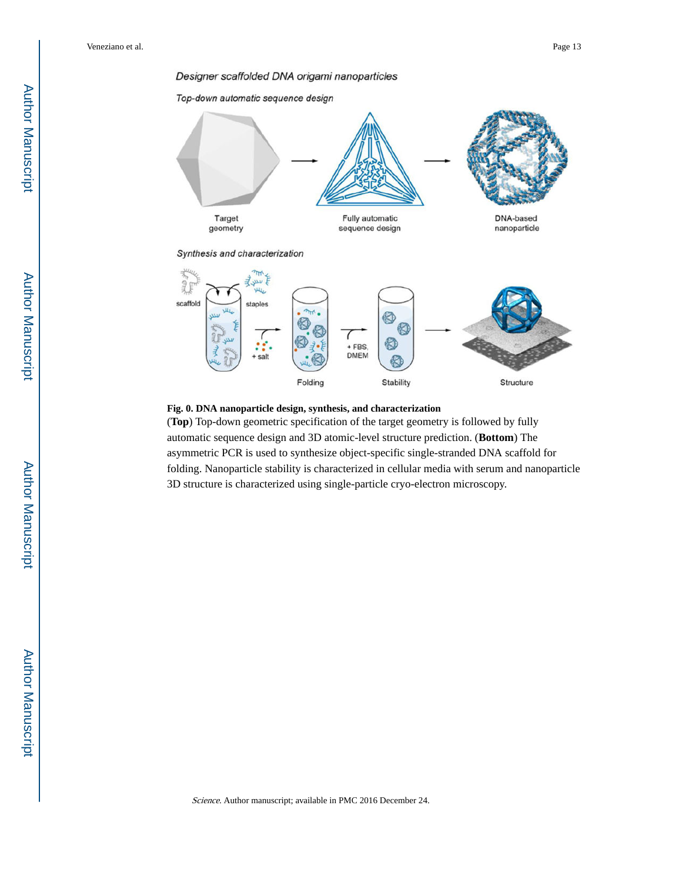**Fig. 0. DNA nanoparticle design, synthesis, and characterization**

(**Top**) Top-down geometric specification of the target geometry is followed by fully automatic sequence design and 3D atomic-level structure prediction. (**Bottom**) The asymmetric PCR is used to synthesize object-specific single-stranded DNA scaffold for folding. Nanoparticle stability is characterized in cellular media with serum and nanoparticle 3D structure is characterized using single-particle cryo-electron microscopy.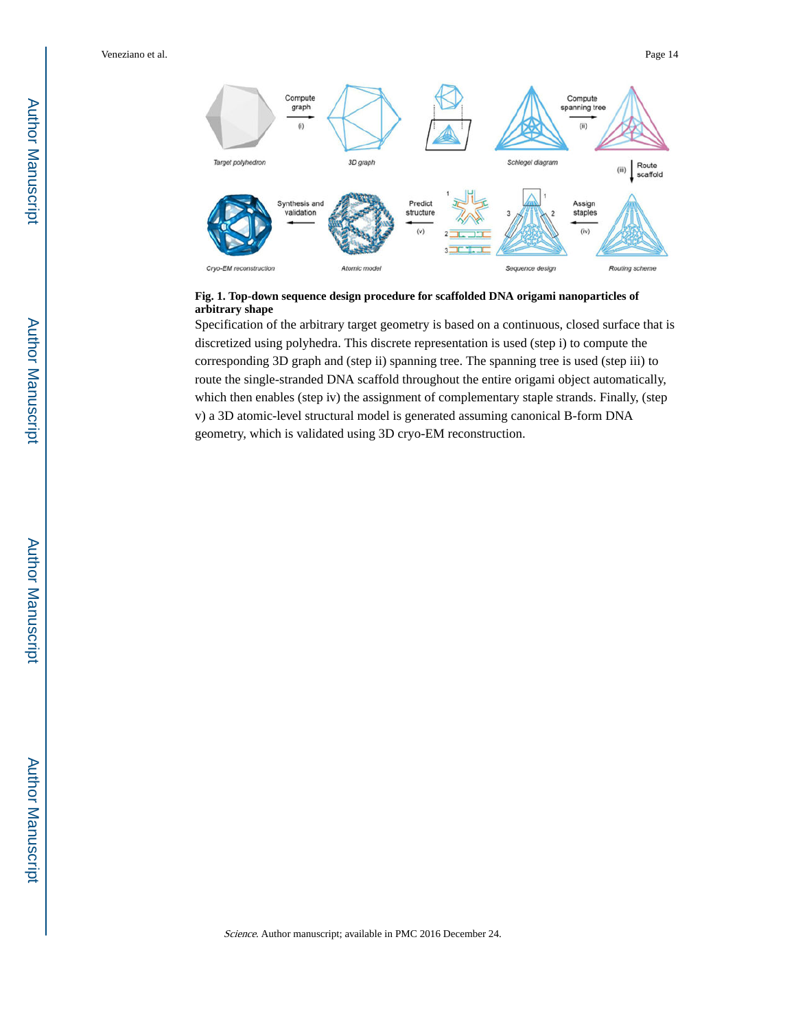**Fig. 1. Top-down sequence design procedure for scaffolded DNA origami nanoparticles of arbitrary shape**

Specification of the arbitrary target geometry is based on a continuous, closed surface that is discretized using polyhedra. This discrete representation is used (step i) to compute the corresponding 3D graph and (step ii) spanning tree. The spanning tree is used (step iii) to route the single-stranded DNA scaffold throughout the entire origami object automatically, which then enables (step iv) the assignment of complementary staple strands. Finally, (step v) a 3D atomic-level structural model is generated assuming canonical B-form DNA geometry, which is validated using 3D cryo-EM reconstruction.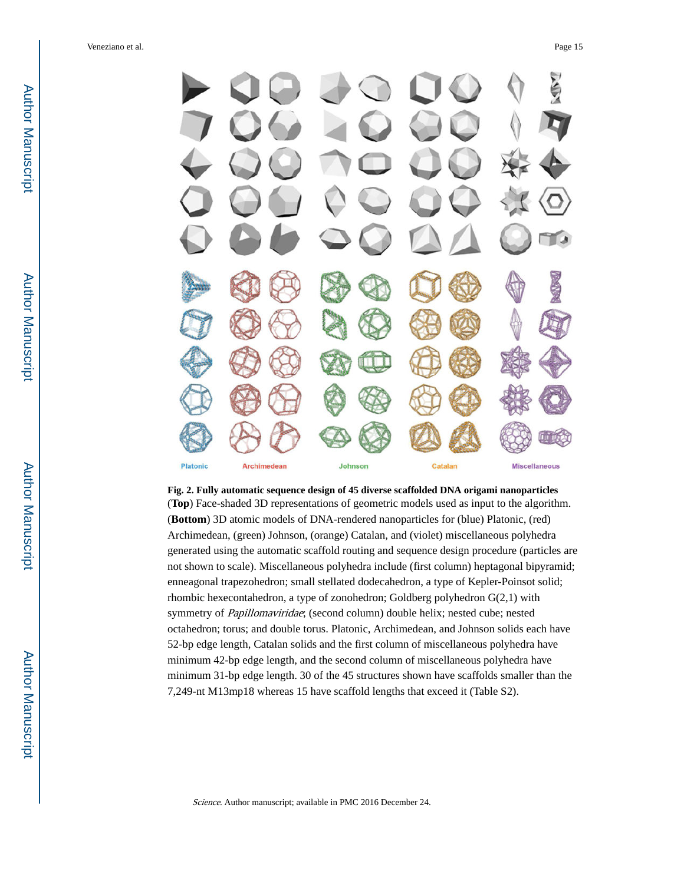Platonic Archimedean Johnson Catalan Miscellaneous

**Fig. 2. Fully automatic sequence design of 45 diverse scaffolded DNA origami nanoparticles**

(**Top**) Face-shaded 3D representations of geometric models used as input to the algorithm. (**Bottom**) 3D atomic models of DNA-rendered nanoparticles for (blue) Platonic, (red) Archimedean, (green) Johnson, (orange) Catalan, and (violet) miscellaneous polyhedra generated using the automatic scaffold routing and sequence design procedure (particles are not shown to scale). Miscellaneous polyhedra include (first column) heptagonal bipyramid; enneagonal trapezohedron; small stellated dodecahedron, a type of Kepler-Poinsot solid; rhombic hexecontahedron, a type of zonohedron; Goldberg polyhedron G(2,1) with symmetry of *Papillomaviridae*; (second column) double helix; nested cube; nested octahedron; torus; and double torus. Platonic, Archimedean, and Johnson solids each have 52-bp edge length, Catalan solids and the first column of miscellaneous polyhedra have minimum 42-bp edge length, and the second column of miscellaneous polyhedra have minimum 31-bp edge length. 30 of the 45 structures shown have scaffolds smaller than the 7,249-nt M13mp18 whereas 15 have scaffold lengths that exceed it (Table S2).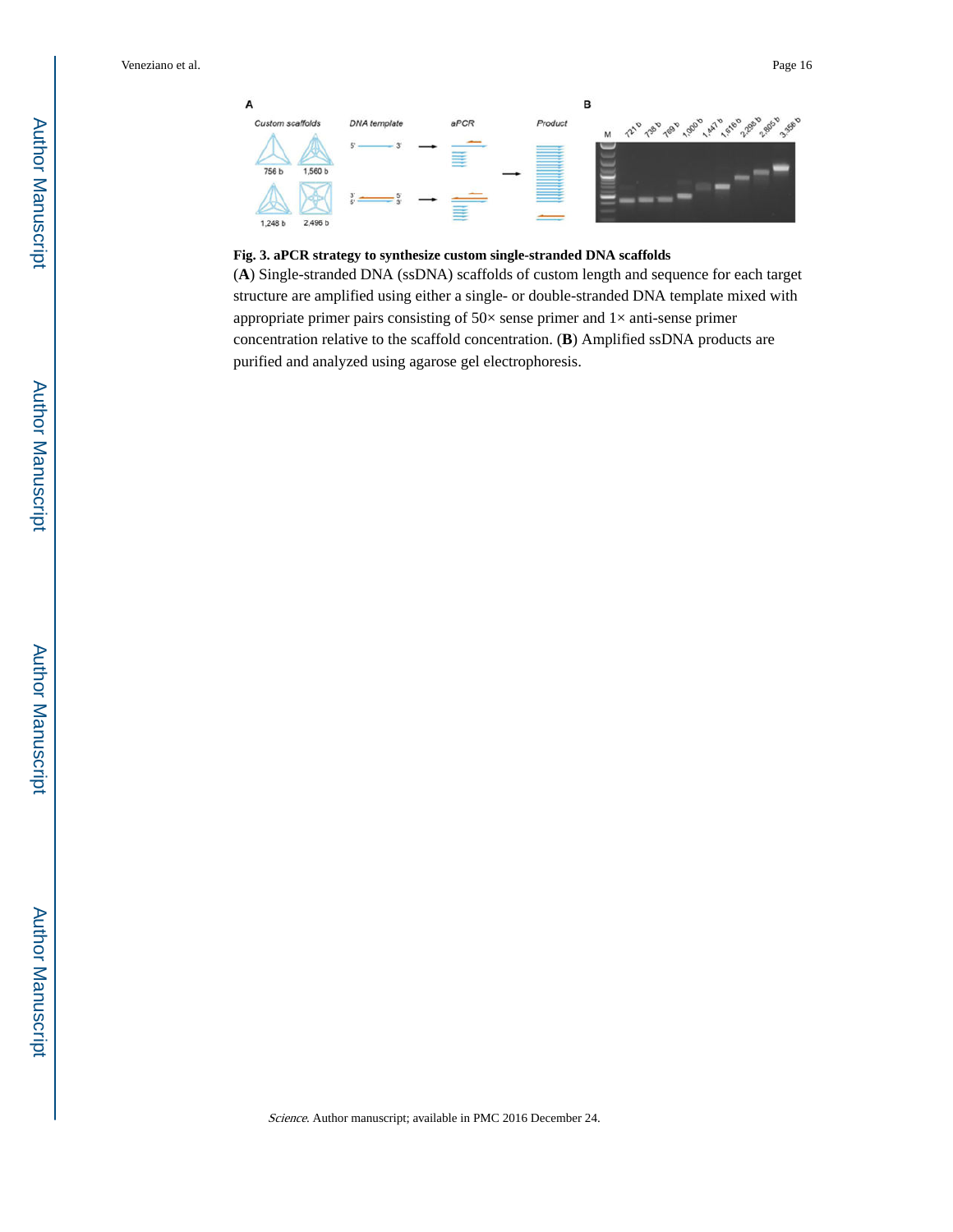**Fig. 3. aPCR strategy to synthesize custom single-stranded DNA scaffolds**

(**A**) Single-stranded DNA (ssDNA) scaffolds of custom length and sequence for each target structure are amplified using either a single- or double-stranded DNA template mixed with appropriate primer pairs consisting of 50× sense primer and 1× anti-sense primer concentration relative to the scaffold concentration. (**B**) Amplified ssDNA products are purified and analyzed using agarose gel electrophoresis.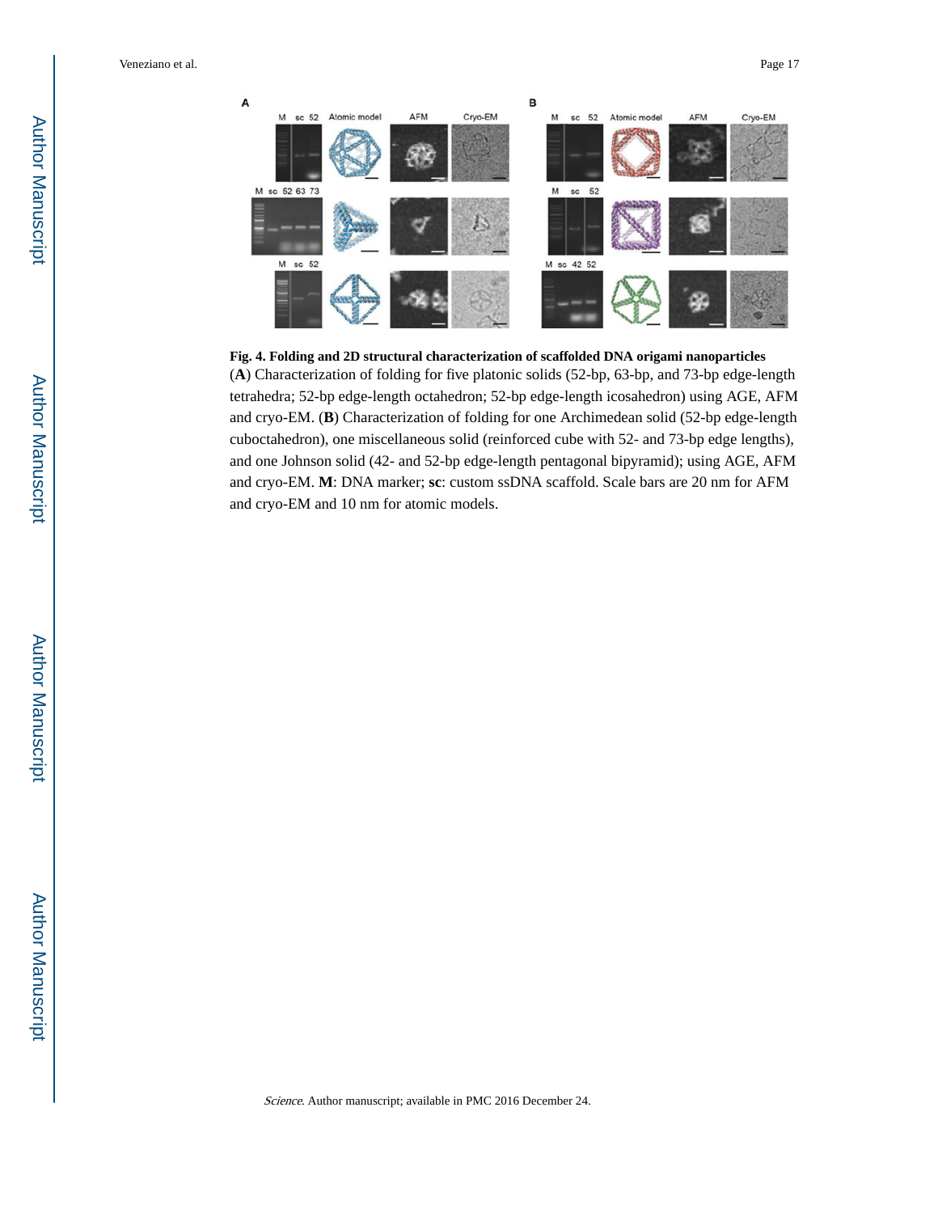**Fig. 4. Folding and 2D structural characterization of scaffolded DNA origami nanoparticles**

(**A**) Characterization of folding for five platonic solids (52-bp, 63-bp, and 73-bp edge-length tetrahedra; 52-bp edge-length octahedron; 52-bp edge-length icosahedron) using AGE, AFM and cryo-EM. (**B**) Characterization of folding for one Archimedean solid (52-bp edge-length cuboctahedron), one miscellaneous solid (reinforced cube with 52- and 73-bp edge lengths), and one Johnson solid (42- and 52-bp edge-length pentagonal bipyramid); using AGE, AFM and cryo-EM. **M**: DNA marker; **sc**: custom ssDNA scaffold. Scale bars are 20 nm for AFM and cryo-EM and 10 nm for atomic models.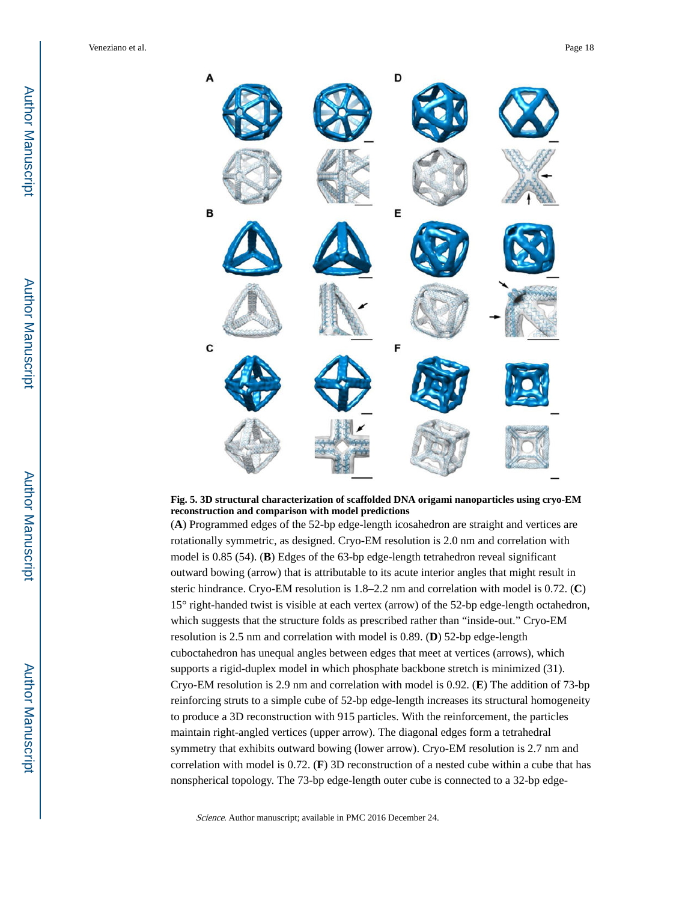**Fig. 5. 3D structural characterization of scaffolded DNA origami nanoparticles using cryo-EM reconstruction and comparison with model predictions**

(**A**) Programmed edges of the 52-bp edge-length icosahedron are straight and vertices are rotationally symmetric, as designed. Cryo-EM resolution is 2.0 nm and correlation with model is 0.85 (54). (**B**) Edges of the 63-bp edge-length tetrahedron reveal significant outward bowing (arrow) that is attributable to its acute interior angles that might result in steric hindrance. Cryo-EM resolution is 1.8–2.2 nm and correlation with model is 0.72. (**C**) 15° right-handed twist is visible at each vertex (arrow) of the 52-bp edge-length octahedron, which suggests that the structure folds as prescribed rather than "inside-out." Cryo-EM resolution is 2.5 nm and correlation with model is 0.89. (**D**) 52-bp edge-length cuboctahedron has unequal angles between edges that meet at vertices (arrows), which supports a rigid-duplex model in which phosphate backbone stretch is minimized (31). Cryo-EM resolution is 2.9 nm and correlation with model is 0.92. (**E**) The addition of 73-bp reinforcing struts to a simple cube of 52-bp edge-length increases its structural homogeneity to produce a 3D reconstruction with 915 particles. With the reinforcement, the particles maintain right-angled vertices (upper arrow). The diagonal edges form a tetrahedral symmetry that exhibits outward bowing (lower arrow). Cryo-EM resolution is 2.7 nm and correlation with model is 0.72. (**F**) 3D reconstruction of a nested cube within a cube that has nonspherical topology. The 73-bp edge-length outer cube is connected to a 32-bp edge-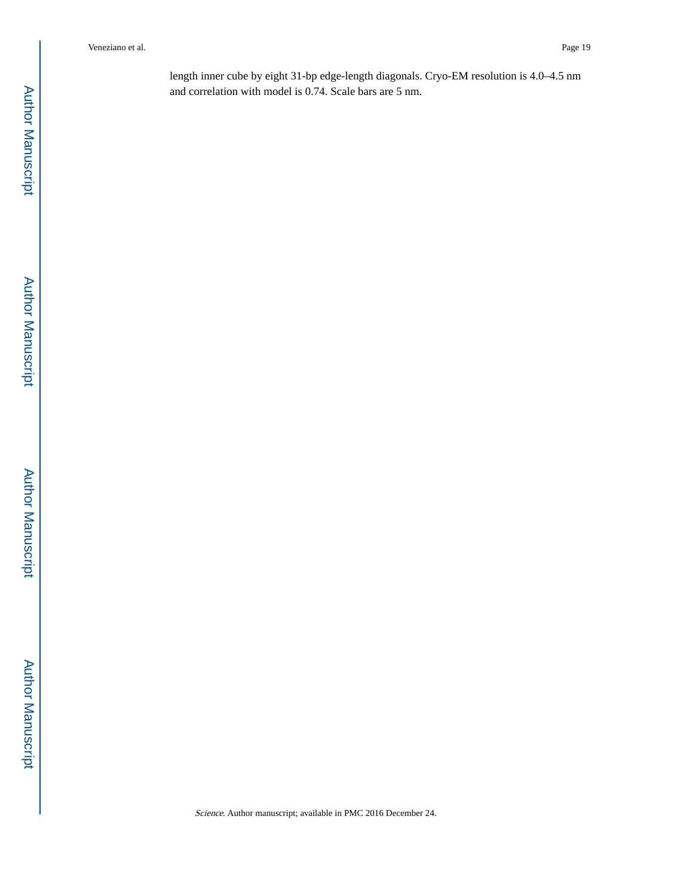length inner cube by eight 31-bp edge-length diagonals. Cryo-EM resolution is 4.0–4.5 nm and correlation with model is 0.74. Scale bars are 5 nm.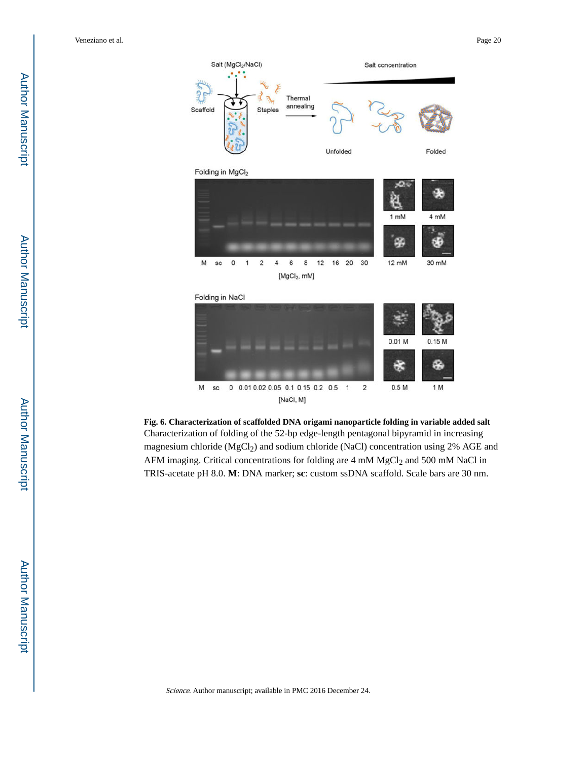**Fig. 6. Characterization of scaffolded DNA origami nanoparticle folding in variable added salt**

Characterization of folding of the 52-bp edge-length pentagonal bipyramid in increasing magnesium chloride ($MgCl_2$) and sodium chloride (NaCl) concentration using 2% AGE and AFM imaging. Critical concentrations for folding are 4 mM $MgCl_2$ and 500 mM NaCl in TRIS-acetate pH 8.0. **M**: DNA marker; **sc**: custom ssDNA scaffold. Scale bars are 30 nm.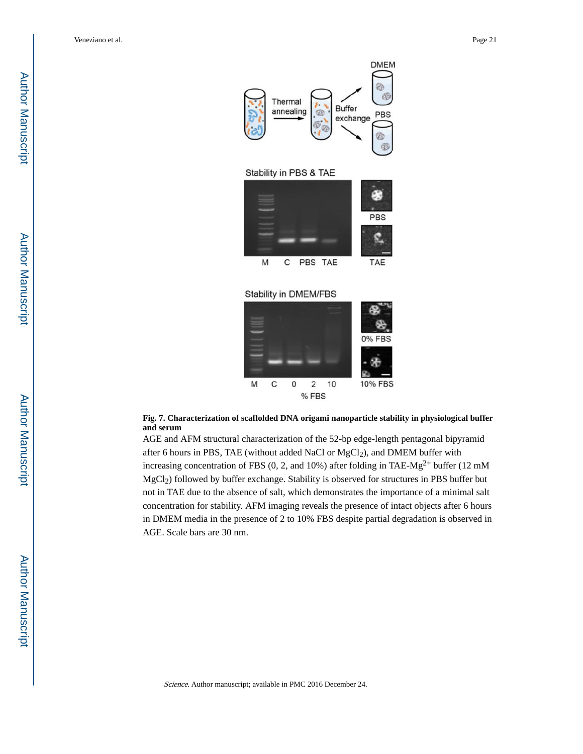DMEM

Thermal annealing

Buffer exchange

PBS

Stability in PBS & TAE

PBS

TAE

M C PBS TAE

Stability in DMEM/FBS

0% FBS

10% FBS

M C 0 2 10

% FBS

**Fig. 7. Characterization of scaffolded DNA origami nanoparticle stability in physiological buffer and serum**

AGE and AFM structural characterization of the 52-bp edge-length pentagonal bipyramid after 6 hours in PBS, TAE (without added NaCl or $MgCl_2$), and DMEM buffer with increasing concentration of FBS (0, 2, and 10%) after folding in TAE-$Mg^{2+}$ buffer (12 mM $MgCl_2$) followed by buffer exchange. Stability is observed for structures in PBS buffer but not in TAE due to the absence of salt, which demonstrates the importance of a minimal salt concentration for stability. AFM imaging reveals the presence of intact objects after 6 hours in DMEM media in the presence of 2 to 10% FBS despite partial degradation is observed in AGE. Scale bars are 30 nm.